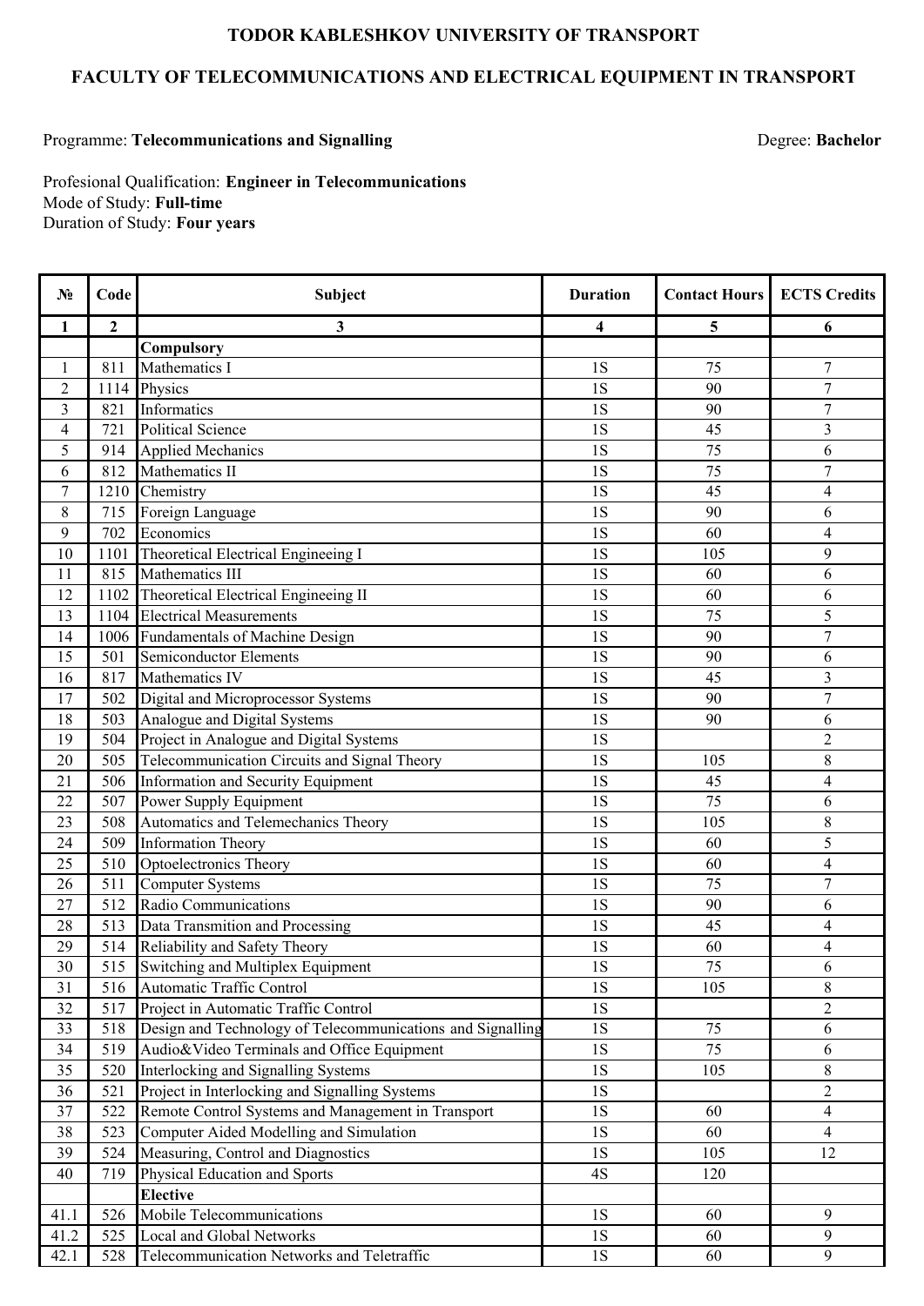**TODOR KABLESHKOV UNIVERSITY OF TRANSPORT**

**FACULTY OF TELECOMMUNICATIONS AND ELECTRICAL EQUIPMENT IN TRANSPORT**

Programme: **Telecommunications and Signalling** Degree: **Bachelor**

Profesional Qualification: **Engineer in Telecommunications**
Mode of Study: **Full-time**
Duration of Study: **Four years**

| № | Code | Subject | Duration | Contact Hours | ECTS Credits |
|---|---|---|---|---|---|
| **1** | **2** | **3** | **4** | **5** | **6** |
| | | **Compulsory** | | | |
| 1 | 811 | Mathematics I | 1S | 75 | 7 |
| 2 | 1114 | Physics | 1S | 90 | 7 |
| 3 | 821 | Informatics | 1S | 90 | 7 |
| 4 | 721 | Political Science | 1S | 45 | 3 |
| 5 | 914 | Applied Mechanics | 1S | 75 | 6 |
| 6 | 812 | Mathematics II | 1S | 75 | 7 |
| 7 | 1210 | Chemistry | 1S | 45 | 4 |
| 8 | 715 | Foreign Language | 1S | 90 | 6 |
| 9 | 702 | Economics | 1S | 60 | 4 |
| 10 | 1101 | Theoretical Electrical Engineeing I | 1S | 105 | 9 |
| 11 | 815 | Mathematics III | 1S | 60 | 6 |
| 12 | 1102 | Theoretical Electrical Engineeing II | 1S | 60 | 6 |
| 13 | 1104 | Electrical Measurements | 1S | 75 | 5 |
| 14 | 1006 | Fundamentals of Machine Design | 1S | 90 | 7 |
| 15 | 501 | Semiconductor Elements | 1S | 90 | 6 |
| 16 | 817 | Mathematics IV | 1S | 45 | 3 |
| 17 | 502 | Digital and Microprocessor Systems | 1S | 90 | 7 |
| 18 | 503 | Analogue and Digital Systems | 1S | 90 | 6 |
| 19 | 504 | Project in Analogue and Digital Systems | 1S | | 2 |
| 20 | 505 | Telecommunication Circuits and Signal Theory | 1S | 105 | 8 |
| 21 | 506 | Information and Security Equipment | 1S | 45 | 4 |
| 22 | 507 | Power Supply Equipment | 1S | 75 | 6 |
| 23 | 508 | Automatics and Telemechanics Theory | 1S | 105 | 8 |
| 24 | 509 | Information Theory | 1S | 60 | 5 |
| 25 | 510 | Optoelectronics Theory | 1S | 60 | 4 |
| 26 | 511 | Computer Systems | 1S | 75 | 7 |
| 27 | 512 | Radio Communications | 1S | 90 | 6 |
| 28 | 513 | Data Transmition and Processing | 1S | 45 | 4 |
| 29 | 514 | Reliability and Safety Theory | 1S | 60 | 4 |
| 30 | 515 | Switching and Multiplex Equipment | 1S | 75 | 6 |
| 31 | 516 | Automatic Traffic Control | 1S | 105 | 8 |
| 32 | 517 | Project in Automatic Traffic Control | 1S | | 2 |
| 33 | 518 | Design and Technology of Telecommunications and Signalling | 1S | 75 | 6 |
| 34 | 519 | Audio&Video Terminals and Office Equipment | 1S | 75 | 6 |
| 35 | 520 | Interlocking and Signalling Systems | 1S | 105 | 8 |
| 36 | 521 | Project in Interlocking and Signalling Systems | 1S | | 2 |
| 37 | 522 | Remote Control Systems and Management in Transport | 1S | 60 | 4 |
| 38 | 523 | Computer Aided Modelling and Simulation | 1S | 60 | 4 |
| 39 | 524 | Measuring, Control and Diagnostics | 1S | 105 | 12 |
| 40 | 719 | Physical Education and Sports | 4S | 120 | |
| | | **Elective** | | | |
| 41.1 | 526 | Mobile Telecommunications | 1S | 60 | 9 |
| 41.2 | 525 | Local and Global Networks | 1S | 60 | 9 |
| 42.1 | 528 | Telecommunication Networks and Teletraffic | 1S | 60 | 9 |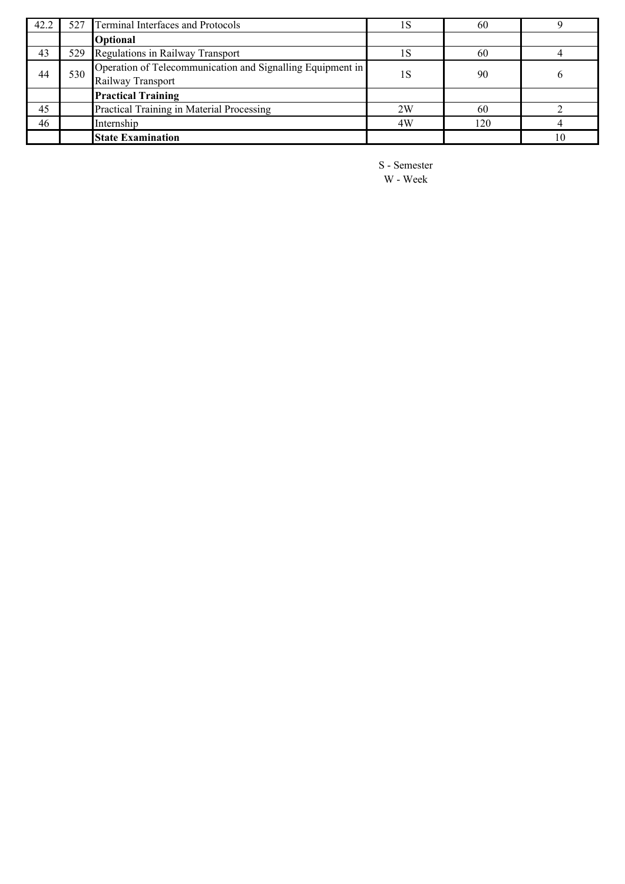| | | | | | |
|---|---|---|---|---|---|
| 42.2 | 527 | Terminal Interfaces and Protocols | 1S | 60 | 9 |
| | | **Optional** | | | |
| 43 | 529 | Regulations in Railway Transport | 1S | 60 | 4 |
| 44 | 530 | Operation of Telecommunication and Signalling Equipment in Railway Transport | 1S | 90 | 6 |
| | | **Practical Training** | | | |
| 45 | | Practical Training in Material Processing | 2W | 60 | 2 |
| 46 | | Internship | 4W | 120 | 4 |
| | | **State Examination** | | | 10 |

S - Semester
W - Week